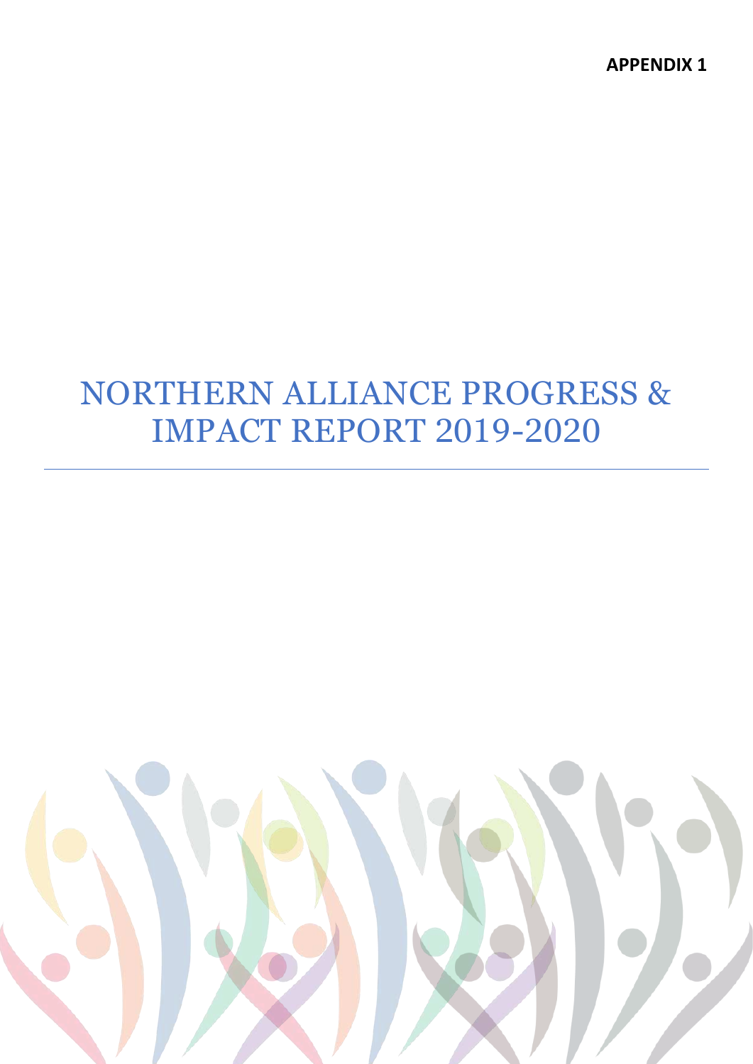**APPENDIX 1**

# NORTHERN ALLIANCE PROGRESS & IMPACT REPORT 2019-2020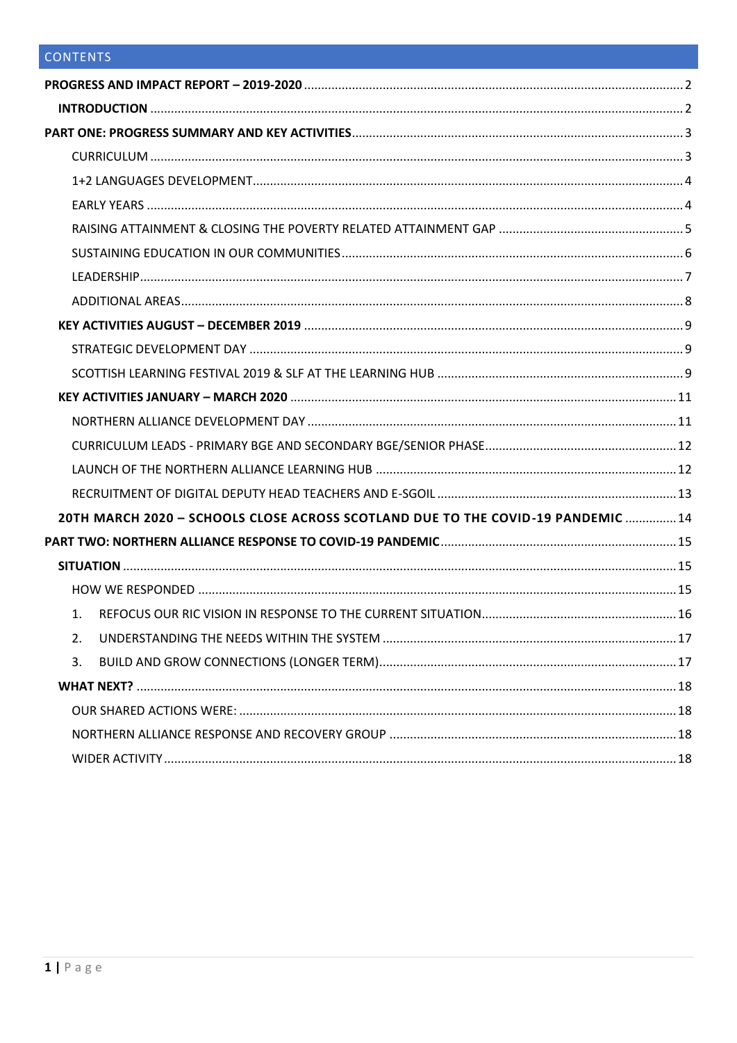## CONTENTS

**PROGRESS AND IMPACT REPORT – 2019-2020** ..... 2

- **INTRODUCTION** ..... 2

**PART ONE: PROGRESS SUMMARY AND KEY ACTIVITIES** ..... 3

- CURRICULUM ..... 3
- 1+2 LANGUAGES DEVELOPMENT ..... 4
- EARLY YEARS ..... 4
- RAISING ATTAINMENT & CLOSING THE POVERTY RELATED ATTAINMENT GAP ..... 5
- SUSTAINING EDUCATION IN OUR COMMUNITIES ..... 6
- LEADERSHIP ..... 7
- ADDITIONAL AREAS ..... 8

**KEY ACTIVITIES AUGUST – DECEMBER 2019** ..... 9

- STRATEGIC DEVELOPMENT DAY ..... 9
- SCOTTISH LEARNING FESTIVAL 2019 & SLF AT THE LEARNING HUB ..... 9

**KEY ACTIVITIES JANUARY – MARCH 2020** ..... 11

- NORTHERN ALLIANCE DEVELOPMENT DAY ..... 11
- CURRICULUM LEADS - PRIMARY BGE AND SECONDARY BGE/SENIOR PHASE ..... 12
- LAUNCH OF THE NORTHERN ALLIANCE LEARNING HUB ..... 12
- RECRUITMENT OF DIGITAL DEPUTY HEAD TEACHERS AND E-SGOIL ..... 13

**20TH MARCH 2020 – SCHOOLS CLOSE ACROSS SCOTLAND DUE TO THE COVID-19 PANDEMIC** ..... 14

**PART TWO: NORTHERN ALLIANCE RESPONSE TO COVID-19 PANDEMIC** ..... 15

**SITUATION** ..... 15

- HOW WE RESPONDED ..... 15
  1. REFOCUS OUR RIC VISION IN RESPONSE TO THE CURRENT SITUATION ..... 16
  2. UNDERSTANDING THE NEEDS WITHIN THE SYSTEM ..... 17
  3. BUILD AND GROW CONNECTIONS (LONGER TERM) ..... 17

**WHAT NEXT?** ..... 18

- OUR SHARED ACTIONS WERE: ..... 18
- NORTHERN ALLIANCE RESPONSE AND RECOVERY GROUP ..... 18
- WIDER ACTIVITY ..... 18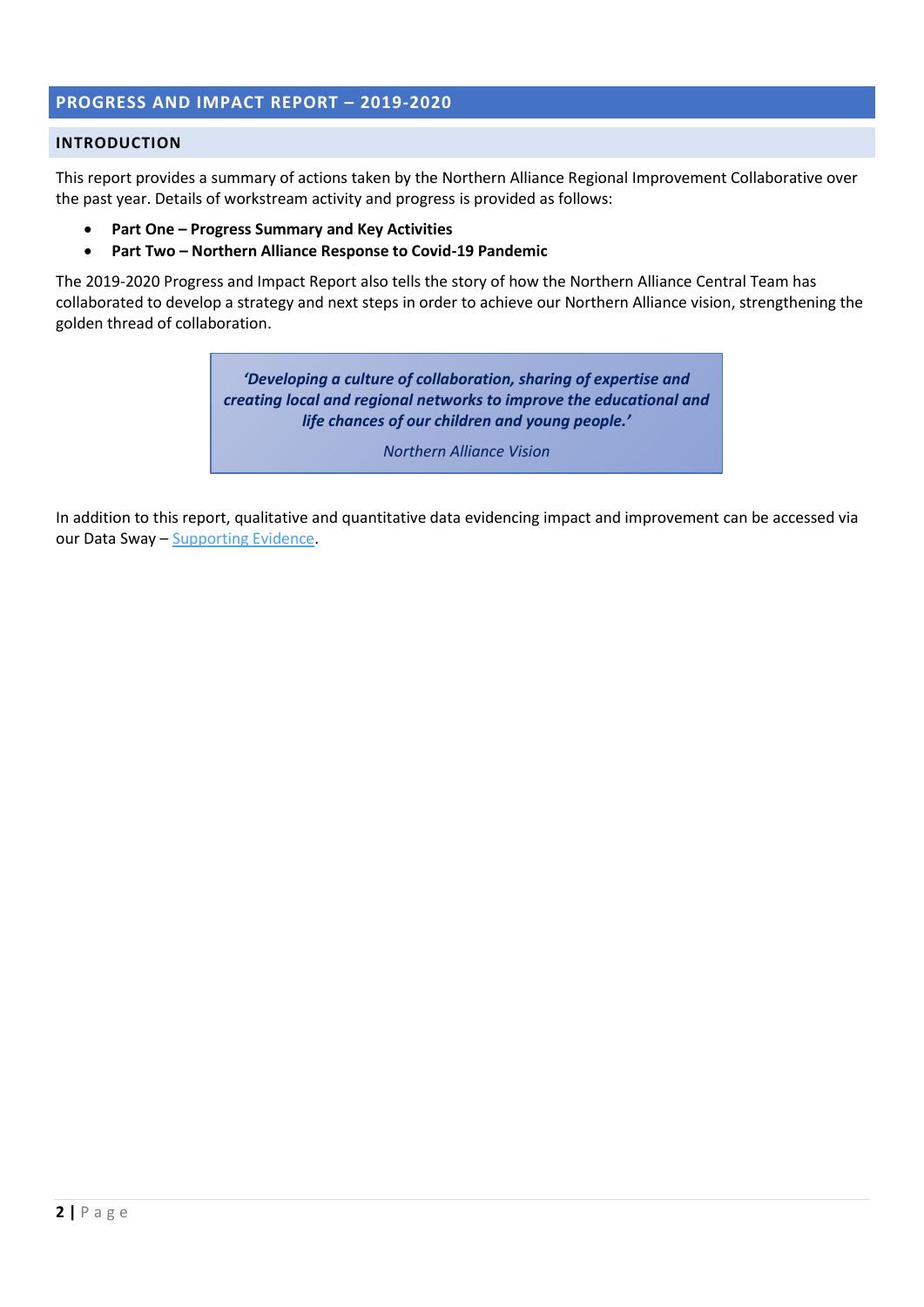# PROGRESS AND IMPACT REPORT – 2019-2020

## INTRODUCTION

This report provides a summary of actions taken by the Northern Alliance Regional Improvement Collaborative over the past year. Details of workstream activity and progress is provided as follows:

- **Part One – Progress Summary and Key Activities**
- **Part Two – Northern Alliance Response to Covid-19 Pandemic**

The 2019-2020 Progress and Impact Report also tells the story of how the Northern Alliance Central Team has collaborated to develop a strategy and next steps in order to achieve our Northern Alliance vision, strengthening the golden thread of collaboration.

> ***'Developing a culture of collaboration, sharing of expertise and creating local and regional networks to improve the educational and life chances of our children and young people.'***
>
> *Northern Alliance Vision*

In addition to this report, qualitative and quantitative data evidencing impact and improvement can be accessed via our Data Sway – Supporting Evidence.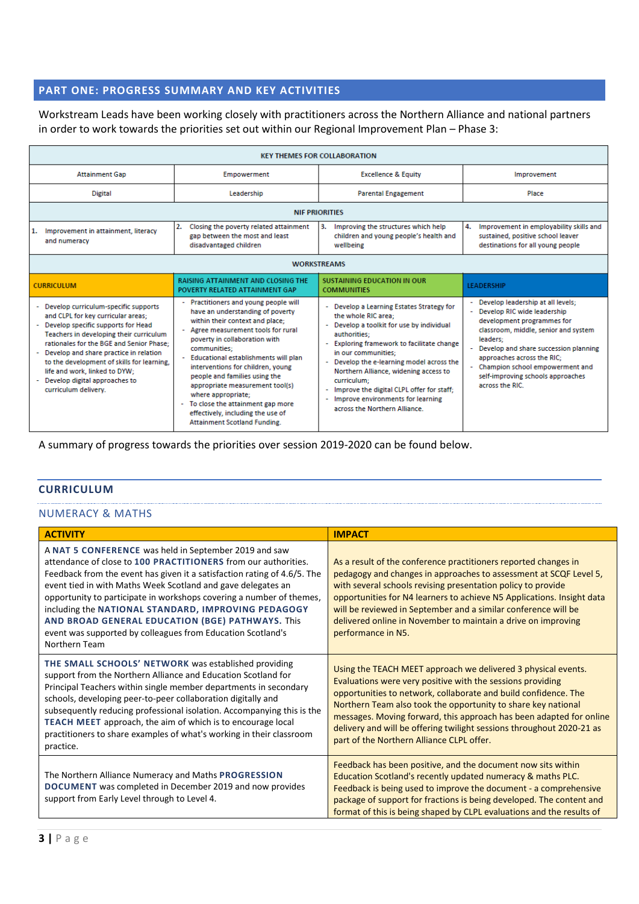## PART ONE: PROGRESS SUMMARY AND KEY ACTIVITIES

Workstream Leads have been working closely with practitioners across the Northern Alliance and national partners in order to work towards the priorities set out within our Regional Improvement Plan – Phase 3:

| KEY THEMES FOR COLLABORATION | | | |
|---|---|---|---|
| Attainment Gap | Empowerment | Excellence & Equity | Improvement |
| Digital | Leadership | Parental Engagement | Place |
| **NIF PRIORITIES** | | | |
| 1. Improvement in attainment, literacy and numeracy | 2. Closing the poverty related attainment gap between the most and least disadvantaged children | 3. Improving the structures which help children and young people's health and wellbeing | 4. Improvement in employability skills and sustained, positive school leaver destinations for all young people |
| **WORKSTREAMS** | | | |
| **CURRICULUM** | **RAISING ATTAINMENT AND CLOSING THE POVERTY RELATED ATTAINMENT GAP** | **SUSTAINING EDUCATION IN OUR COMMUNITIES** | **LEADERSHIP** |
| - Develop curriculum-specific supports and CLPL for key curricular areas;<br>- Develop specific supports for Head Teachers in developing their curriculum rationales for the BGE and Senior Phase;<br>- Develop and share practice in relation to the development of skills for learning, life and work, linked to DYW;<br>- Develop digital approaches to curriculum delivery. | - Practitioners and young people will have an understanding of poverty within their context and place;<br>- Agree measurement tools for rural poverty in collaboration with communities;<br>- Educational establishments will plan interventions for children, young people and families using the appropriate measurement tool(s) where appropriate;<br>- To close the attainment gap more effectively, including the use of Attainment Scotland Funding. | - Develop a Learning Estates Strategy for the whole RIC area;<br>- Develop a toolkit for use by individual authorities;<br>- Exploring framework to facilitate change in our communities;<br>- Develop the e-learning model across the Northern Alliance, widening access to curriculum;<br>- Improve the digital CLPL offer for staff;<br>- Improve environments for learning across the Northern Alliance. | - Develop leadership at all levels;<br>- Develop RIC wide leadership development programmes for classroom, middle, senior and system leaders;<br>- Develop and share succession planning approaches across the RIC;<br>- Champion school empowerment and self-improving schools approaches across the RIC. |

A summary of progress towards the priorities over session 2019-2020 can be found below.

## CURRICULUM

### NUMERACY & MATHS

| ACTIVITY | IMPACT |
|---|---|
| A **NAT 5 CONFERENCE** was held in September 2019 and saw attendance of close to **100 PRACTITIONERS** from our authorities. Feedback from the event has given it a satisfaction rating of 4.6/5. The event tied in with Maths Week Scotland and gave delegates an opportunity to participate in workshops covering a number of themes, including the **NATIONAL STANDARD, IMPROVING PEDAGOGY AND BROAD GENERAL EDUCATION (BGE) PATHWAYS.** This event was supported by colleagues from Education Scotland's Northern Team | As a result of the conference practitioners reported changes in pedagogy and changes in approaches to assessment at SCQF Level 5, with several schools revising presentation policy to provide opportunities for N4 learners to achieve N5 Applications. Insight data will be reviewed in September and a similar conference will be delivered online in November to maintain a drive on improving performance in N5. |
| **THE SMALL SCHOOLS' NETWORK** was established providing support from the Northern Alliance and Education Scotland for Principal Teachers within single member departments in secondary schools, developing peer-to-peer collaboration digitally and subsequently reducing professional isolation. Accompanying this is the **TEACH MEET** approach, the aim of which is to encourage local practitioners to share examples of what's working in their classroom practice. | Using the TEACH MEET approach we delivered 3 physical events. Evaluations were very positive with the sessions providing opportunities to network, collaborate and build confidence. The Northern Team also took the opportunity to share key national messages. Moving forward, this approach has been adapted for online delivery and will be offering twilight sessions throughout 2020-21 as part of the Northern Alliance CLPL offer. |
| The Northern Alliance Numeracy and Maths **PROGRESSION DOCUMENT** was completed in December 2019 and now provides support from Early Level through to Level 4. | Feedback has been positive, and the document now sits within Education Scotland's recently updated numeracy & maths PLC. Feedback is being used to improve the document - a comprehensive package of support for fractions is being developed. The content and format of this is being shaped by CLPL evaluations and the results of |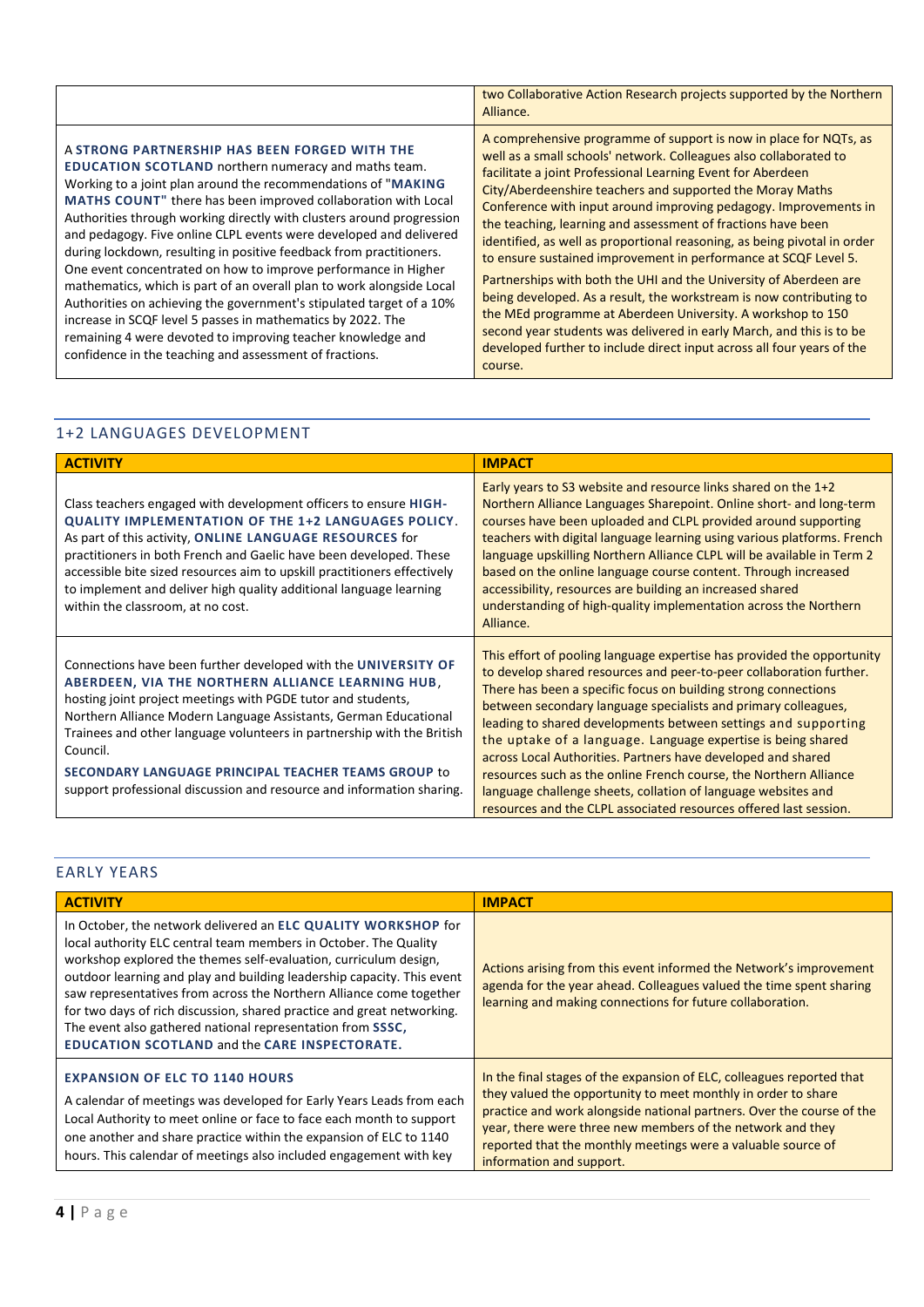| | |
|---|---|
| | two Collaborative Action Research projects supported by the Northern Alliance. |
| A **STRONG PARTNERSHIP HAS BEEN FORGED WITH THE EDUCATION SCOTLAND** northern numeracy and maths team. Working to a joint plan around the recommendations of "**MAKING MATHS COUNT"** there has been improved collaboration with Local Authorities through working directly with clusters around progression and pedagogy. Five online CLPL events were developed and delivered during lockdown, resulting in positive feedback from practitioners. One event concentrated on how to improve performance in Higher mathematics, which is part of an overall plan to work alongside Local Authorities on achieving the government's stipulated target of a 10% increase in SCQF level 5 passes in mathematics by 2022. The remaining 4 were devoted to improving teacher knowledge and confidence in the teaching and assessment of fractions. | A comprehensive programme of support is now in place for NQTs, as well as a small schools' network. Colleagues also collaborated to facilitate a joint Professional Learning Event for Aberdeen City/Aberdeenshire teachers and supported the Moray Maths Conference with input around improving pedagogy. Improvements in the teaching, learning and assessment of fractions have been identified, as well as proportional reasoning, as being pivotal in order to ensure sustained improvement in performance at SCQF Level 5.<br><br>Partnerships with both the UHI and the University of Aberdeen are being developed. As a result, the workstream is now contributing to the MEd programme at Aberdeen University. A workshop to 150 second year students was delivered in early March, and this is to be developed further to include direct input across all four years of the course. |

## 1+2 LANGUAGES DEVELOPMENT

| ACTIVITY | IMPACT |
|---|---|
| Class teachers engaged with development officers to ensure **HIGH-QUALITY IMPLEMENTATION OF THE 1+2 LANGUAGES POLICY**. As part of this activity, **ONLINE LANGUAGE RESOURCES** for practitioners in both French and Gaelic have been developed. These accessible bite sized resources aim to upskill practitioners effectively to implement and deliver high quality additional language learning within the classroom, at no cost. | Early years to S3 website and resource links shared on the 1+2 Northern Alliance Languages Sharepoint. Online short- and long-term courses have been uploaded and CLPL provided around supporting teachers with digital language learning using various platforms. French language upskilling Northern Alliance CLPL will be available in Term 2 based on the online language course content. Through increased accessibility, resources are building an increased shared understanding of high-quality implementation across the Northern Alliance. |
| Connections have been further developed with the **UNIVERSITY OF ABERDEEN, VIA THE NORTHERN ALLIANCE LEARNING HUB**, hosting joint project meetings with PGDE tutor and students, Northern Alliance Modern Language Assistants, German Educational Trainees and other language volunteers in partnership with the British Council.<br><br>**SECONDARY LANGUAGE PRINCIPAL TEACHER TEAMS GROUP** to support professional discussion and resource and information sharing. | This effort of pooling language expertise has provided the opportunity to develop shared resources and peer-to-peer collaboration further. There has been a specific focus on building strong connections between secondary language specialists and primary colleagues, leading to shared developments between settings and supporting the uptake of a language. Language expertise is being shared across Local Authorities. Partners have developed and shared resources such as the online French course, the Northern Alliance language challenge sheets, collation of language websites and resources and the CLPL associated resources offered last session. |

## EARLY YEARS

| ACTIVITY | IMPACT |
|---|---|
| In October, the network delivered an **ELC QUALITY WORKSHOP** for local authority ELC central team members in October. The Quality workshop explored the themes self-evaluation, curriculum design, outdoor learning and play and building leadership capacity. This event saw representatives from across the Northern Alliance come together for two days of rich discussion, shared practice and great networking. The event also gathered national representation from **SSSC, EDUCATION SCOTLAND** and the **CARE INSPECTORATE.** | Actions arising from this event informed the Network's improvement agenda for the year ahead. Colleagues valued the time spent sharing learning and making connections for future collaboration. |
| **EXPANSION OF ELC TO 1140 HOURS**<br>A calendar of meetings was developed for Early Years Leads from each Local Authority to meet online or face to face each month to support one another and share practice within the expansion of ELC to 1140 hours. This calendar of meetings also included engagement with key | In the final stages of the expansion of ELC, colleagues reported that they valued the opportunity to meet monthly in order to share practice and work alongside national partners. Over the course of the year, there were three new members of the network and they reported that the monthly meetings were a valuable source of information and support. |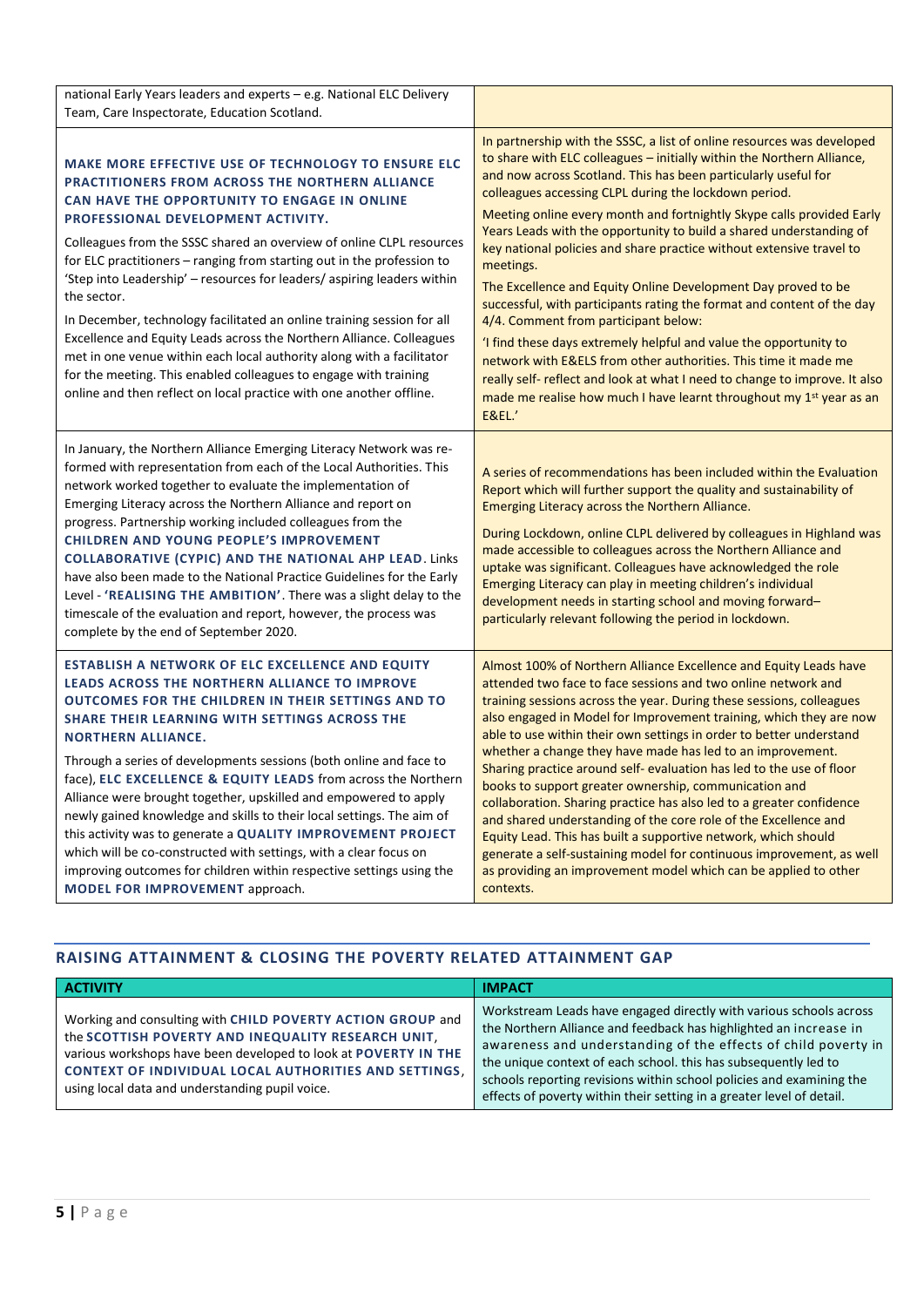| | |
|---|---|
| national Early Years leaders and experts – e.g. National ELC Delivery Team, Care Inspectorate, Education Scotland. | |
| **MAKE MORE EFFECTIVE USE OF TECHNOLOGY TO ENSURE ELC PRACTITIONERS FROM ACROSS THE NORTHERN ALLIANCE CAN HAVE THE OPPORTUNITY TO ENGAGE IN ONLINE PROFESSIONAL DEVELOPMENT ACTIVITY.**<br><br>Colleagues from the SSSC shared an overview of online CLPL resources for ELC practitioners – ranging from starting out in the profession to 'Step into Leadership' – resources for leaders/ aspiring leaders within the sector.<br><br>In December, technology facilitated an online training session for all Excellence and Equity Leads across the Northern Alliance. Colleagues met in one venue within each local authority along with a facilitator for the meeting. This enabled colleagues to engage with training online and then reflect on local practice with one another offline. | In partnership with the SSSC, a list of online resources was developed to share with ELC colleagues – initially within the Northern Alliance, and now across Scotland. This has been particularly useful for colleagues accessing CLPL during the lockdown period.<br><br>Meeting online every month and fortnightly Skype calls provided Early Years Leads with the opportunity to build a shared understanding of key national policies and share practice without extensive travel to meetings.<br><br>The Excellence and Equity Online Development Day proved to be successful, with participants rating the format and content of the day 4/4. Comment from participant below:<br><br>'I find these days extremely helpful and value the opportunity to network with E&ELS from other authorities. This time it made me really self- reflect and look at what I need to change to improve. It also made me realise how much I have learnt throughout my 1st year as an E&EL.' |
| In January, the Northern Alliance Emerging Literacy Network was re-formed with representation from each of the Local Authorities. This network worked together to evaluate the implementation of Emerging Literacy across the Northern Alliance and report on progress. Partnership working included colleagues from the **CHILDREN AND YOUNG PEOPLE'S IMPROVEMENT COLLABORATIVE (CYPIC) AND THE NATIONAL AHP LEAD**. Links have also been made to the National Practice Guidelines for the Early Level - **'REALISING THE AMBITION'**. There was a slight delay to the timescale of the evaluation and report, however, the process was complete by the end of September 2020. | A series of recommendations has been included within the Evaluation Report which will further support the quality and sustainability of Emerging Literacy across the Northern Alliance.<br><br>During Lockdown, online CLPL delivered by colleagues in Highland was made accessible to colleagues across the Northern Alliance and uptake was significant. Colleagues have acknowledged the role Emerging Literacy can play in meeting children's individual development needs in starting school and moving forward– particularly relevant following the period in lockdown. |
| **ESTABLISH A NETWORK OF ELC EXCELLENCE AND EQUITY LEADS ACROSS THE NORTHERN ALLIANCE TO IMPROVE OUTCOMES FOR THE CHILDREN IN THEIR SETTINGS AND TO SHARE THEIR LEARNING WITH SETTINGS ACROSS THE NORTHERN ALLIANCE.**<br><br>Through a series of developments sessions (both online and face to face), **ELC EXCELLENCE & EQUITY LEADS** from across the Northern Alliance were brought together, upskilled and empowered to apply newly gained knowledge and skills to their local settings. The aim of this activity was to generate a **QUALITY IMPROVEMENT PROJECT** which will be co-constructed with settings, with a clear focus on improving outcomes for children within respective settings using the **MODEL FOR IMPROVEMENT** approach. | Almost 100% of Northern Alliance Excellence and Equity Leads have attended two face to face sessions and two online network and training sessions across the year. During these sessions, colleagues also engaged in Model for Improvement training, which they are now able to use within their own settings in order to better understand whether a change they have made has led to an improvement. Sharing practice around self- evaluation has led to the use of floor books to support greater ownership, communication and collaboration. Sharing practice has also led to a greater confidence and shared understanding of the core role of the Excellence and Equity Lead. This has built a supportive network, which should generate a self-sustaining model for continuous improvement, as well as providing an improvement model which can be applied to other contexts. |

## RAISING ATTAINMENT & CLOSING THE POVERTY RELATED ATTAINMENT GAP

| ACTIVITY | IMPACT |
|---|---|
| Working and consulting with **CHILD POVERTY ACTION GROUP** and the **SCOTTISH POVERTY AND INEQUALITY RESEARCH UNIT**, various workshops have been developed to look at **POVERTY IN THE CONTEXT OF INDIVIDUAL LOCAL AUTHORITIES AND SETTINGS**, using local data and understanding pupil voice. | Workstream Leads have engaged directly with various schools across the Northern Alliance and feedback has highlighted an increase in awareness and understanding of the effects of child poverty in the unique context of each school. this has subsequently led to schools reporting revisions within school policies and examining the effects of poverty within their setting in a greater level of detail. |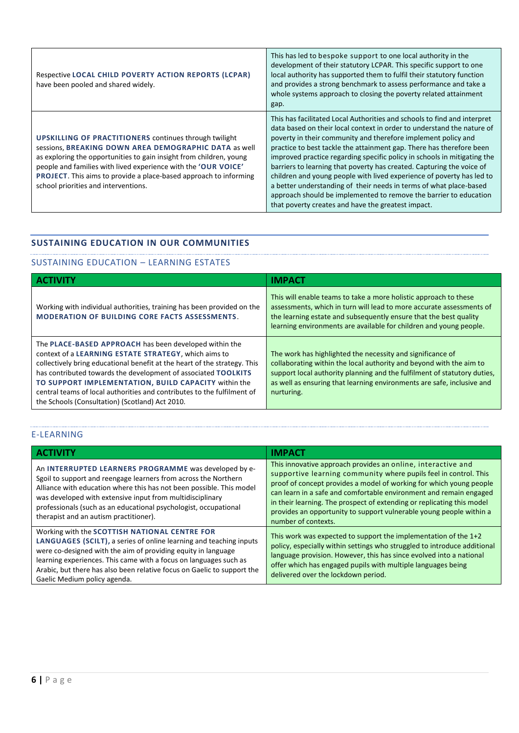| | |
|---|---|
| Respective **LOCAL CHILD POVERTY ACTION REPORTS (LCPAR)** have been pooled and shared widely. | This has led to bespoke support to one local authority in the development of their statutory LCPAR. This specific support to one local authority has supported them to fulfil their statutory function and provides a strong benchmark to assess performance and take a whole systems approach to closing the poverty related attainment gap. |
| **UPSKILLING OF PRACTITIONERS** continues through twilight sessions, **BREAKING DOWN AREA DEMOGRAPHIC DATA** as well as exploring the opportunities to gain insight from children, young people and families with lived experience with the **'OUR VOICE' PROJECT**. This aims to provide a place-based approach to informing school priorities and interventions. | This has facilitated Local Authorities and schools to find and interpret data based on their local context in order to understand the nature of poverty in their community and therefore implement policy and practice to best tackle the attainment gap. There has therefore been improved practice regarding specific policy in schools in mitigating the barriers to learning that poverty has created. Capturing the voice of children and young people with lived experience of poverty has led to a better understanding of their needs in terms of what place-based approach should be implemented to remove the barrier to education that poverty creates and have the greatest impact. |

## SUSTAINING EDUCATION IN OUR COMMUNITIES

### SUSTAINING EDUCATION – LEARNING ESTATES

| ACTIVITY | IMPACT |
|---|---|
| Working with individual authorities, training has been provided on the **MODERATION OF BUILDING CORE FACTS ASSESSMENTS**. | This will enable teams to take a more holistic approach to these assessments, which in turn will lead to more accurate assessments of the learning estate and subsequently ensure that the best quality learning environments are available for children and young people. |
| The **PLACE-BASED APPROACH** has been developed within the context of a **LEARNING ESTATE STRATEGY**, which aims to collectively bring educational benefit at the heart of the strategy. This has contributed towards the development of associated **TOOLKITS TO SUPPORT IMPLEMENTATION, BUILD CAPACITY** within the central teams of local authorities and contributes to the fulfilment of the Schools (Consultation) (Scotland) Act 2010. | The work has highlighted the necessity and significance of collaborating within the local authority and beyond with the aim to support local authority planning and the fulfilment of statutory duties, as well as ensuring that learning environments are safe, inclusive and nurturing. |

### E-LEARNING

| ACTIVITY | IMPACT |
|---|---|
| An **INTERRUPTED LEARNERS PROGRAMME** was developed by e-Sgoil to support and reengage learners from across the Northern Alliance with education where this has not been possible. This model was developed with extensive input from multidisciplinary professionals (such as an educational psychologist, occupational therapist and an autism practitioner). | This innovative approach provides an online, interactive and supportive learning community where pupils feel in control. This proof of concept provides a model of working for which young people can learn in a safe and comfortable environment and remain engaged in their learning. The prospect of extending or replicating this model provides an opportunity to support vulnerable young people within a number of contexts. |
| Working with the **SCOTTISH NATIONAL CENTRE FOR LANGUAGES (SCILT),** a series of online learning and teaching inputs were co-designed with the aim of providing equity in language learning experiences. This came with a focus on languages such as Arabic, but there has also been relative focus on Gaelic to support the Gaelic Medium policy agenda. | This work was expected to support the implementation of the 1+2 policy, especially within settings who struggled to introduce additional language provision. However, this has since evolved into a national offer which has engaged pupils with multiple languages being delivered over the lockdown period. |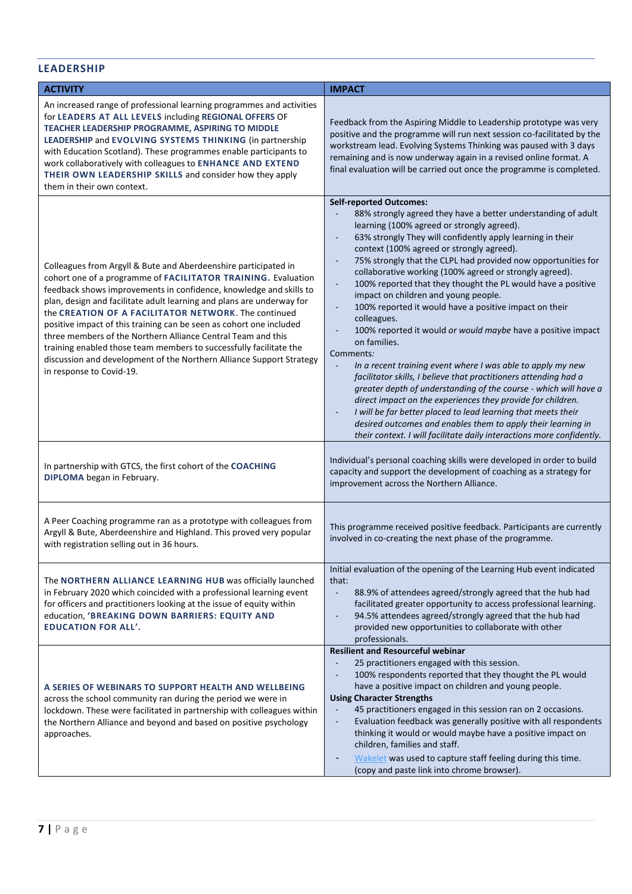## LEADERSHIP

| ACTIVITY | IMPACT |
| --- | --- |
| An increased range of professional learning programmes and activities for **LEADERS AT ALL LEVELS** including **REGIONAL OFFERS** OF **TEACHER LEADERSHIP PROGRAMME, ASPIRING TO MIDDLE LEADERSHIP** and **EVOLVING SYSTEMS THINKING** (in partnership with Education Scotland). These programmes enable participants to work collaboratively with colleagues to **ENHANCE AND EXTEND THEIR OWN LEADERSHIP SKILLS** and consider how they apply them in their own context. | Feedback from the Aspiring Middle to Leadership prototype was very positive and the programme will run next session co-facilitated by the workstream lead. Evolving Systems Thinking was paused with 3 days remaining and is now underway again in a revised online format. A final evaluation will be carried out once the programme is completed. |
| Colleagues from Argyll & Bute and Aberdeenshire participated in cohort one of a programme of **FACILITATOR TRAINING.** Evaluation feedback shows improvements in confidence, knowledge and skills to plan, design and facilitate adult learning and plans are underway for the **CREATION OF A FACILITATOR NETWORK**. The continued positive impact of this training can be seen as cohort one included three members of the Northern Alliance Central Team and this training enabled those team members to successfully facilitate the discussion and development of the Northern Alliance Support Strategy in response to Covid-19. | **Self-reported Outcomes:**<br>- 88% strongly agreed they have a better understanding of adult learning (100% agreed or strongly agreed).<br>- 63% strongly They will confidently apply learning in their context (100% agreed or strongly agreed).<br>- 75% strongly that the CLPL had provided now opportunities for collaborative working (100% agreed or strongly agreed).<br>- 100% reported that they thought the PL would have a positive impact on children and young people.<br>- 100% reported it would have a positive impact on their colleagues.<br>- 100% reported it would *or would maybe* have a positive impact on families.<br>Comments*:*<br>- *In a recent training event where I was able to apply my new facilitator skills, I believe that practitioners attending had a greater depth of understanding of the course - which will have a direct impact on the experiences they provide for children.*<br>- *I will be far better placed to lead learning that meets their desired outcomes and enables them to apply their learning in their context. I will facilitate daily interactions more confidently.* |
| In partnership with GTCS, the first cohort of the **COACHING DIPLOMA** began in February. | Individual's personal coaching skills were developed in order to build capacity and support the development of coaching as a strategy for improvement across the Northern Alliance. |
| A Peer Coaching programme ran as a prototype with colleagues from Argyll & Bute, Aberdeenshire and Highland. This proved very popular with registration selling out in 36 hours. | This programme received positive feedback. Participants are currently involved in co-creating the next phase of the programme. |
| The **NORTHERN ALLIANCE LEARNING HUB** was officially launched in February 2020 which coincided with a professional learning event for officers and practitioners looking at the issue of equity within education, **'BREAKING DOWN BARRIERS: EQUITY AND EDUCATION FOR ALL'.** | Initial evaluation of the opening of the Learning Hub event indicated that:<br>- 88.9% of attendees agreed/strongly agreed that the hub had facilitated greater opportunity to access professional learning.<br>- 94.5% attendees agreed/strongly agreed that the hub had provided new opportunities to collaborate with other professionals. |
| **A SERIES OF WEBINARS TO SUPPORT HEALTH AND WELLBEING** across the school community ran during the period we were in lockdown. These were facilitated in partnership with colleagues within the Northern Alliance and beyond and based on positive psychology approaches. | **Resilient and Resourceful webinar**<br>- 25 practitioners engaged with this session.<br>- 100% respondents reported that they thought the PL would have a positive impact on children and young people.<br>**Using Character Strengths**<br>- 45 practitioners engaged in this session ran on 2 occasions.<br>- Evaluation feedback was generally positive with all respondents thinking it would or would maybe have a positive impact on children, families and staff.<br>- Wakelet was used to capture staff feeling during this time. (copy and paste link into chrome browser). |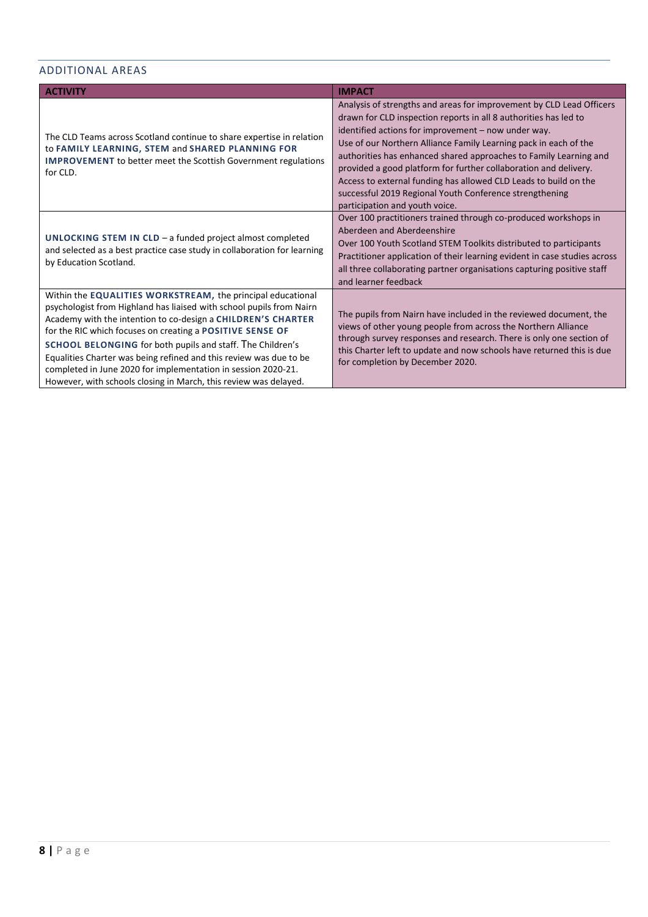## ADDITIONAL AREAS

| ACTIVITY | IMPACT |
|---|---|
| The CLD Teams across Scotland continue to share expertise in relation to **FAMILY LEARNING, STEM** and **SHARED PLANNING FOR IMPROVEMENT** to better meet the Scottish Government regulations for CLD. | Analysis of strengths and areas for improvement by CLD Lead Officers drawn for CLD inspection reports in all 8 authorities has led to identified actions for improvement – now under way. Use of our Northern Alliance Family Learning pack in each of the authorities has enhanced shared approaches to Family Learning and provided a good platform for further collaboration and delivery. Access to external funding has allowed CLD Leads to build on the successful 2019 Regional Youth Conference strengthening participation and youth voice. |
| **UNLOCKING STEM IN CLD** – a funded project almost completed and selected as a best practice case study in collaboration for learning by Education Scotland. | Over 100 practitioners trained through co-produced workshops in Aberdeen and Aberdeenshire<br>Over 100 Youth Scotland STEM Toolkits distributed to participants<br>Practitioner application of their learning evident in case studies across all three collaborating partner organisations capturing positive staff and learner feedback |
| Within the **EQUALITIES WORKSTREAM,** the principal educational psychologist from Highland has liaised with school pupils from Nairn Academy with the intention to co-design a **CHILDREN'S CHARTER** for the RIC which focuses on creating a **POSITIVE SENSE OF SCHOOL BELONGING** for both pupils and staff. The Children's Equalities Charter was being refined and this review was due to be completed in June 2020 for implementation in session 2020-21. However, with schools closing in March, this review was delayed. | The pupils from Nairn have included in the reviewed document, the views of other young people from across the Northern Alliance through survey responses and research. There is only one section of this Charter left to update and now schools have returned this is due for completion by December 2020. |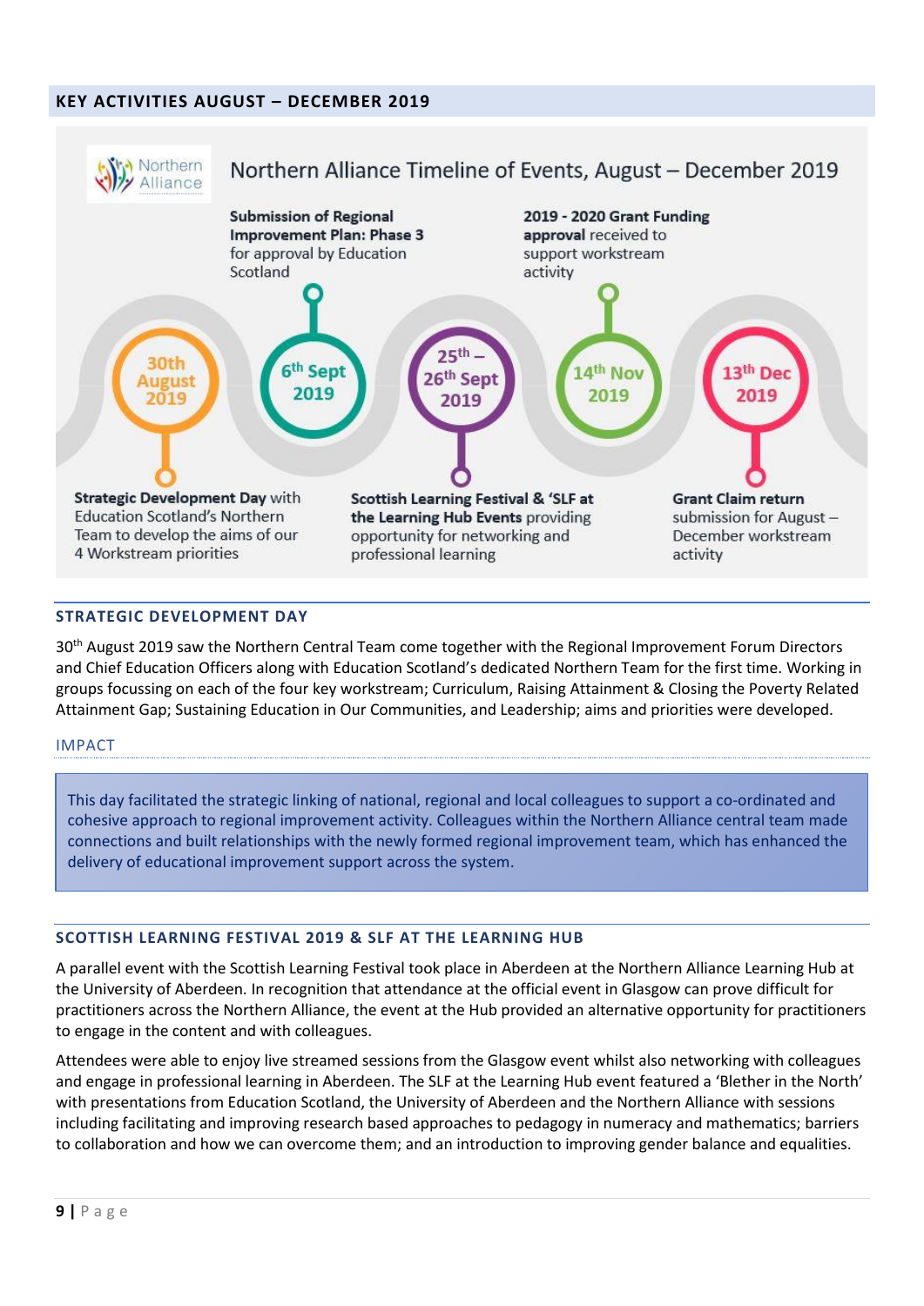## KEY ACTIVITIES AUGUST – DECEMBER 2019

**Northern Alliance Timeline of Events, August – December 2019**

- **30th August 2019** – **Strategic Development Day** with Education Scotland's Northern Team to develop the aims of our 4 Workstream priorities
- **6th Sept 2019** – **Submission of Regional Improvement Plan: Phase 3** for approval by Education Scotland
- **25th – 26th Sept 2019** – **Scottish Learning Festival & 'SLF at the Learning Hub Events** providing opportunity for networking and professional learning
- **14th Nov 2019** – **2019 - 2020 Grant Funding approval** received to support workstream activity
- **13th Dec 2019** – **Grant Claim return** submission for August – December workstream activity

### STRATEGIC DEVELOPMENT DAY

30th August 2019 saw the Northern Central Team come together with the Regional Improvement Forum Directors and Chief Education Officers along with Education Scotland's dedicated Northern Team for the first time. Working in groups focussing on each of the four key workstream; Curriculum, Raising Attainment & Closing the Poverty Related Attainment Gap; Sustaining Education in Our Communities, and Leadership; aims and priorities were developed.

#### IMPACT

This day facilitated the strategic linking of national, regional and local colleagues to support a co-ordinated and cohesive approach to regional improvement activity. Colleagues within the Northern Alliance central team made connections and built relationships with the newly formed regional improvement team, which has enhanced the delivery of educational improvement support across the system.

### SCOTTISH LEARNING FESTIVAL 2019 & SLF AT THE LEARNING HUB

A parallel event with the Scottish Learning Festival took place in Aberdeen at the Northern Alliance Learning Hub at the University of Aberdeen. In recognition that attendance at the official event in Glasgow can prove difficult for practitioners across the Northern Alliance, the event at the Hub provided an alternative opportunity for practitioners to engage in the content and with colleagues.

Attendees were able to enjoy live streamed sessions from the Glasgow event whilst also networking with colleagues and engage in professional learning in Aberdeen. The SLF at the Learning Hub event featured a 'Blether in the North' with presentations from Education Scotland, the University of Aberdeen and the Northern Alliance with sessions including facilitating and improving research based approaches to pedagogy in numeracy and mathematics; barriers to collaboration and how we can overcome them; and an introduction to improving gender balance and equalities.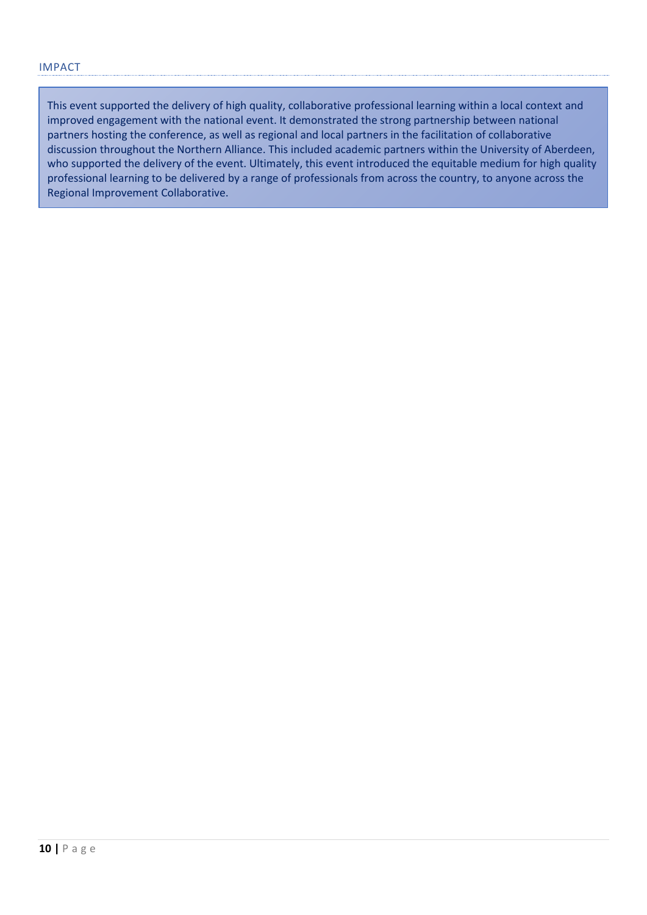## IMPACT

This event supported the delivery of high quality, collaborative professional learning within a local context and improved engagement with the national event. It demonstrated the strong partnership between national partners hosting the conference, as well as regional and local partners in the facilitation of collaborative discussion throughout the Northern Alliance. This included academic partners within the University of Aberdeen, who supported the delivery of the event. Ultimately, this event introduced the equitable medium for high quality professional learning to be delivered by a range of professionals from across the country, to anyone across the Regional Improvement Collaborative.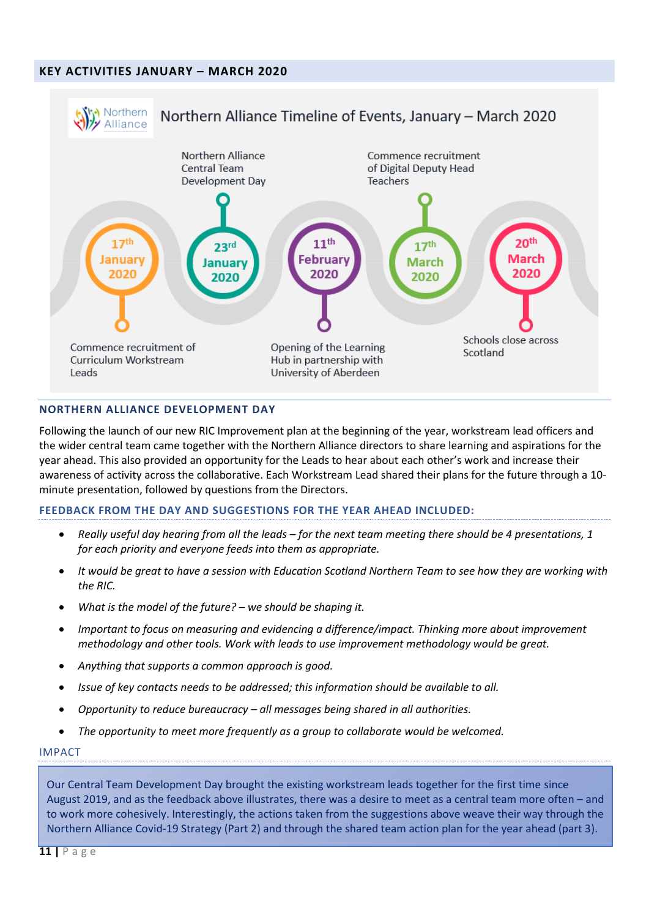## KEY ACTIVITIES JANUARY – MARCH 2020

### Northern Alliance Timeline of Events, January – March 2020

- **17th January 2020** – Commence recruitment of Curriculum Workstream Leads
- **23rd January 2020** – Northern Alliance Central Team Development Day
- **11th February 2020** – Opening of the Learning Hub in partnership with University of Aberdeen
- **17th March 2020** – Commence recruitment of Digital Deputy Head Teachers
- **20th March 2020** – Schools close across Scotland

## NORTHERN ALLIANCE DEVELOPMENT DAY

Following the launch of our new RIC Improvement plan at the beginning of the year, workstream lead officers and the wider central team came together with the Northern Alliance directors to share learning and aspirations for the year ahead. This also provided an opportunity for the Leads to hear about each other's work and increase their awareness of activity across the collaborative. Each Workstream Lead shared their plans for the future through a 10-minute presentation, followed by questions from the Directors.

### FEEDBACK FROM THE DAY AND SUGGESTIONS FOR THE YEAR AHEAD INCLUDED:

- *Really useful day hearing from all the leads – for the next team meeting there should be 4 presentations, 1 for each priority and everyone feeds into them as appropriate.*
- *It would be great to have a session with Education Scotland Northern Team to see how they are working with the RIC.*
- *What is the model of the future? – we should be shaping it.*
- *Important to focus on measuring and evidencing a difference/impact. Thinking more about improvement methodology and other tools. Work with leads to use improvement methodology would be great.*
- *Anything that supports a common approach is good.*
- *Issue of key contacts needs to be addressed; this information should be available to all.*
- *Opportunity to reduce bureaucracy – all messages being shared in all authorities.*
- *The opportunity to meet more frequently as a group to collaborate would be welcomed.*

### IMPACT

Our Central Team Development Day brought the existing workstream leads together for the first time since August 2019, and as the feedback above illustrates, there was a desire to meet as a central team more often – and to work more cohesively. Interestingly, the actions taken from the suggestions above weave their way through the Northern Alliance Covid-19 Strategy (Part 2) and through the shared team action plan for the year ahead (part 3).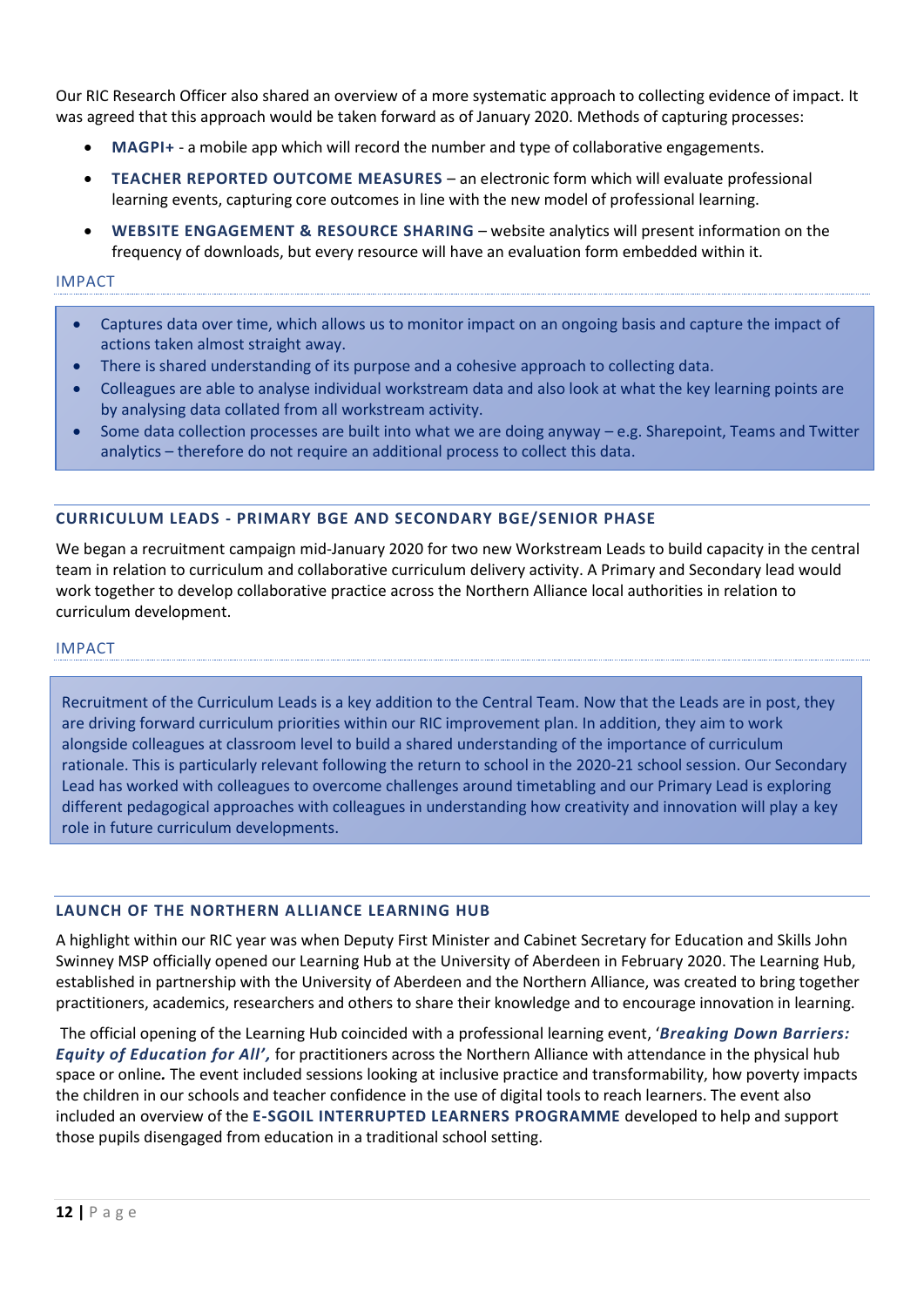Our RIC Research Officer also shared an overview of a more systematic approach to collecting evidence of impact. It was agreed that this approach would be taken forward as of January 2020. Methods of capturing processes:

- **MAGPI+** - a mobile app which will record the number and type of collaborative engagements.
- **TEACHER REPORTED OUTCOME MEASURES** – an electronic form which will evaluate professional learning events, capturing core outcomes in line with the new model of professional learning.
- **WEBSITE ENGAGEMENT & RESOURCE SHARING** – website analytics will present information on the frequency of downloads, but every resource will have an evaluation form embedded within it.

### IMPACT

- Captures data over time, which allows us to monitor impact on an ongoing basis and capture the impact of actions taken almost straight away.
- There is shared understanding of its purpose and a cohesive approach to collecting data.
- Colleagues are able to analyse individual workstream data and also look at what the key learning points are by analysing data collated from all workstream activity.
- Some data collection processes are built into what we are doing anyway – e.g. Sharepoint, Teams and Twitter analytics – therefore do not require an additional process to collect this data.

## CURRICULUM LEADS - PRIMARY BGE AND SECONDARY BGE/SENIOR PHASE

We began a recruitment campaign mid-January 2020 for two new Workstream Leads to build capacity in the central team in relation to curriculum and collaborative curriculum delivery activity. A Primary and Secondary lead would work together to develop collaborative practice across the Northern Alliance local authorities in relation to curriculum development.

### IMPACT

Recruitment of the Curriculum Leads is a key addition to the Central Team. Now that the Leads are in post, they are driving forward curriculum priorities within our RIC improvement plan. In addition, they aim to work alongside colleagues at classroom level to build a shared understanding of the importance of curriculum rationale. This is particularly relevant following the return to school in the 2020-21 school session. Our Secondary Lead has worked with colleagues to overcome challenges around timetabling and our Primary Lead is exploring different pedagogical approaches with colleagues in understanding how creativity and innovation will play a key role in future curriculum developments.

## LAUNCH OF THE NORTHERN ALLIANCE LEARNING HUB

A highlight within our RIC year was when Deputy First Minister and Cabinet Secretary for Education and Skills John Swinney MSP officially opened our Learning Hub at the University of Aberdeen in February 2020. The Learning Hub, established in partnership with the University of Aberdeen and the Northern Alliance, was created to bring together practitioners, academics, researchers and others to share their knowledge and to encourage innovation in learning.

The official opening of the Learning Hub coincided with a professional learning event, '***Breaking Down Barriers: Equity of Education for All'***, for practitioners across the Northern Alliance with attendance in the physical hub space or online**.** The event included sessions looking at inclusive practice and transformability, how poverty impacts the children in our schools and teacher confidence in the use of digital tools to reach learners. The event also included an overview of the **E-SGOIL INTERRUPTED LEARNERS PROGRAMME** developed to help and support those pupils disengaged from education in a traditional school setting.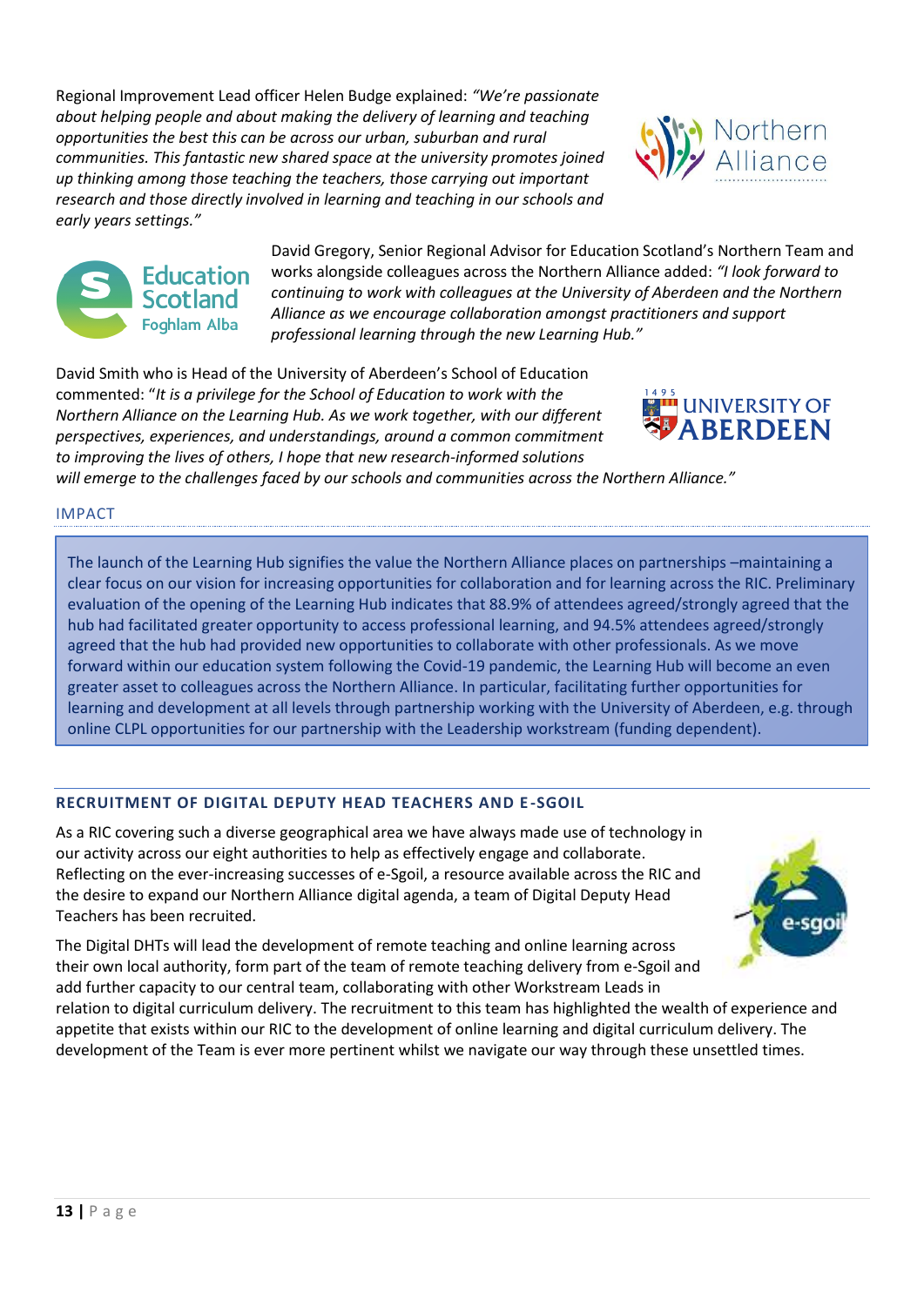Regional Improvement Lead officer Helen Budge explained: *"We're passionate about helping people and about making the delivery of learning and teaching opportunities the best this can be across our urban, suburban and rural communities. This fantastic new shared space at the university promotes joined up thinking among those teaching the teachers, those carrying out important research and those directly involved in learning and teaching in our schools and early years settings."*

David Gregory, Senior Regional Advisor for Education Scotland's Northern Team and works alongside colleagues across the Northern Alliance added: *"I look forward to continuing to work with colleagues at the University of Aberdeen and the Northern Alliance as we encourage collaboration amongst practitioners and support professional learning through the new Learning Hub."*

David Smith who is Head of the University of Aberdeen's School of Education commented: "*It is a privilege for the School of Education to work with the Northern Alliance on the Learning Hub. As we work together, with our different perspectives, experiences, and understandings, around a common commitment to improving the lives of others, I hope that new research-informed solutions will emerge to the challenges faced by our schools and communities across the Northern Alliance."*

## IMPACT

The launch of the Learning Hub signifies the value the Northern Alliance places on partnerships –maintaining a clear focus on our vision for increasing opportunities for collaboration and for learning across the RIC. Preliminary evaluation of the opening of the Learning Hub indicates that 88.9% of attendees agreed/strongly agreed that the hub had facilitated greater opportunity to access professional learning, and 94.5% attendees agreed/strongly agreed that the hub had provided new opportunities to collaborate with other professionals. As we move forward within our education system following the Covid-19 pandemic, the Learning Hub will become an even greater asset to colleagues across the Northern Alliance. In particular, facilitating further opportunities for learning and development at all levels through partnership working with the University of Aberdeen, e.g. through online CLPL opportunities for our partnership with the Leadership workstream (funding dependent).

## RECRUITMENT OF DIGITAL DEPUTY HEAD TEACHERS AND E-SGOIL

As a RIC covering such a diverse geographical area we have always made use of technology in our activity across our eight authorities to help as effectively engage and collaborate. Reflecting on the ever-increasing successes of e-Sgoil, a resource available across the RIC and the desire to expand our Northern Alliance digital agenda, a team of Digital Deputy Head Teachers has been recruited.

The Digital DHTs will lead the development of remote teaching and online learning across their own local authority, form part of the team of remote teaching delivery from e-Sgoil and add further capacity to our central team, collaborating with other Workstream Leads in relation to digital curriculum delivery. The recruitment to this team has highlighted the wealth of experience and appetite that exists within our RIC to the development of online learning and digital curriculum delivery. The development of the Team is ever more pertinent whilst we navigate our way through these unsettled times.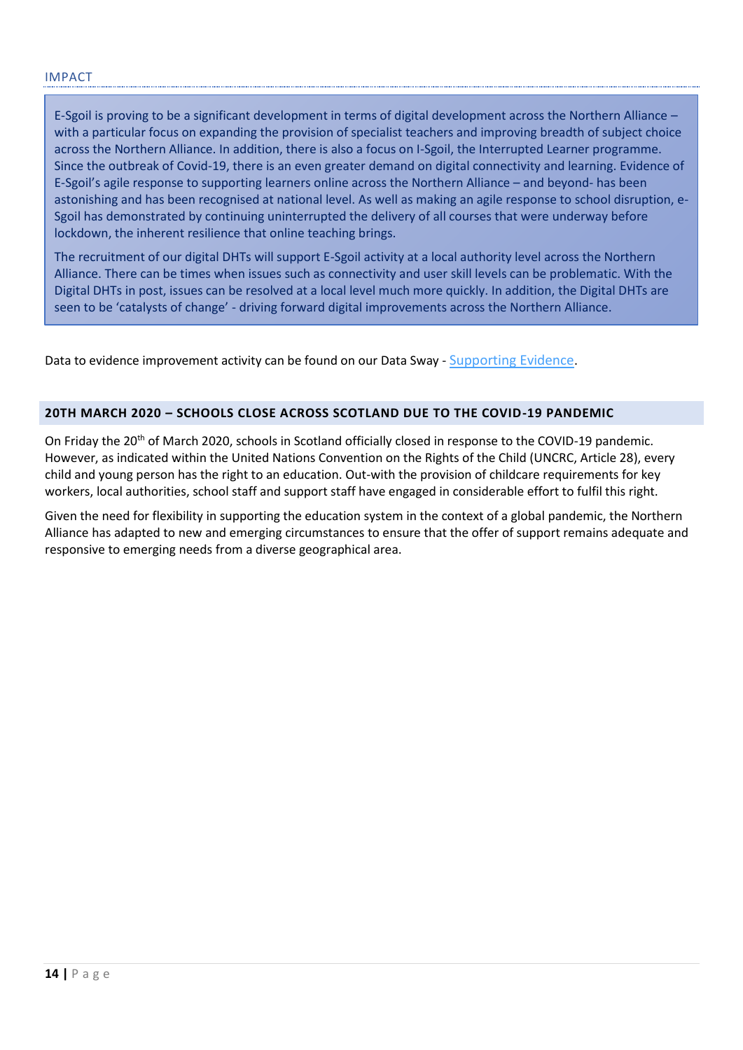### IMPACT

E-Sgoil is proving to be a significant development in terms of digital development across the Northern Alliance – with a particular focus on expanding the provision of specialist teachers and improving breadth of subject choice across the Northern Alliance. In addition, there is also a focus on I-Sgoil, the Interrupted Learner programme. Since the outbreak of Covid-19, there is an even greater demand on digital connectivity and learning. Evidence of E-Sgoil's agile response to supporting learners online across the Northern Alliance – and beyond- has been astonishing and has been recognised at national level. As well as making an agile response to school disruption, e-Sgoil has demonstrated by continuing uninterrupted the delivery of all courses that were underway before lockdown, the inherent resilience that online teaching brings.

The recruitment of our digital DHTs will support E-Sgoil activity at a local authority level across the Northern Alliance. There can be times when issues such as connectivity and user skill levels can be problematic. With the Digital DHTs in post, issues can be resolved at a local level much more quickly. In addition, the Digital DHTs are seen to be 'catalysts of change' - driving forward digital improvements across the Northern Alliance.

Data to evidence improvement activity can be found on our Data Sway - [Supporting Evidence](Supporting Evidence).

## 20TH MARCH 2020 – SCHOOLS CLOSE ACROSS SCOTLAND DUE TO THE COVID-19 PANDEMIC

On Friday the 20th of March 2020, schools in Scotland officially closed in response to the COVID-19 pandemic. However, as indicated within the United Nations Convention on the Rights of the Child (UNCRC, Article 28), every child and young person has the right to an education. Out-with the provision of childcare requirements for key workers, local authorities, school staff and support staff have engaged in considerable effort to fulfil this right.

Given the need for flexibility in supporting the education system in the context of a global pandemic, the Northern Alliance has adapted to new and emerging circumstances to ensure that the offer of support remains adequate and responsive to emerging needs from a diverse geographical area.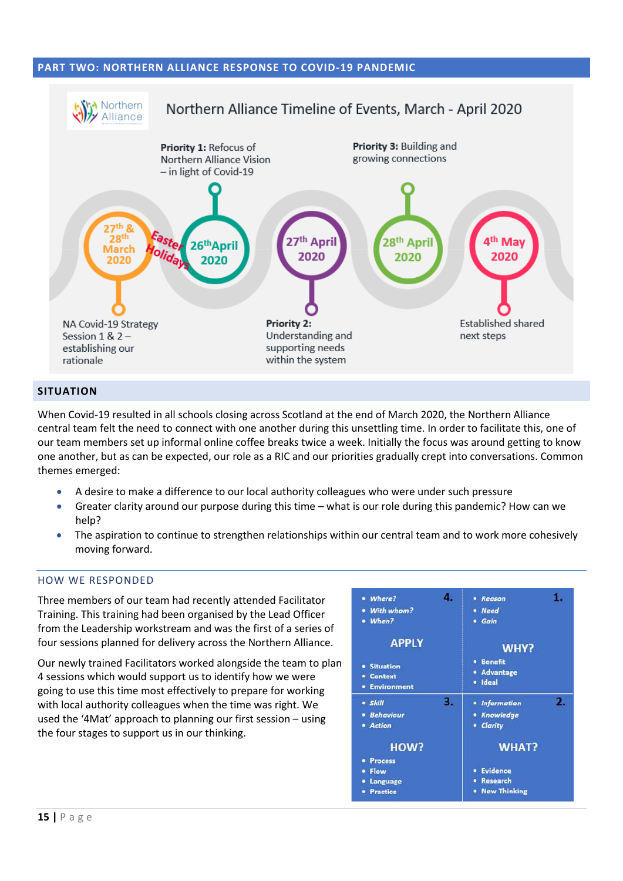## PART TWO: NORTHERN ALLIANCE RESPONSE TO COVID-19 PANDEMIC

### Northern Alliance Timeline of Events, March - April 2020

- **27th & 28th March 2020** – NA Covid-19 Strategy Session 1 & 2 – establishing our rationale
- *Easter Holidays*
- **26th April 2020** – **Priority 1:** Refocus of Northern Alliance Vision – in light of Covid-19
- **27th April 2020** – **Priority 2:** Understanding and supporting needs within the system
- **28th April 2020** – **Priority 3:** Building and growing connections
- **4th May 2020** – Established shared next steps

### SITUATION

When Covid-19 resulted in all schools closing across Scotland at the end of March 2020, the Northern Alliance central team felt the need to connect with one another during this unsettling time. In order to facilitate this, one of our team members set up informal online coffee breaks twice a week. Initially the focus was around getting to know one another, but as can be expected, our role as a RIC and our priorities gradually crept into conversations. Common themes emerged:

- A desire to make a difference to our local authority colleagues who were under such pressure
- Greater clarity around our purpose during this time – what is our role during this pandemic? How can we help?
- The aspiration to continue to strengthen relationships within our central team and to work more cohesively moving forward.

### HOW WE RESPONDED

Three members of our team had recently attended Facilitator Training. This training had been organised by the Lead Officer from the Leadership workstream and was the first of a series of four sessions planned for delivery across the Northern Alliance.

Our newly trained Facilitators worked alongside the team to plan 4 sessions which would support us to identify how we were going to use this time most effectively to prepare for working with local authority colleagues when the time was right. We used the '4Mat' approach to planning our first session – using the four stages to support us in our thinking.

| 4. APPLY | 1. WHY? |
|---|---|
| *Where?*<br>*With whom?*<br>*When?*<br>Situation<br>Context<br>Environment | *Reason*<br>*Need*<br>*Gain*<br>Benefit<br>Advantage<br>Ideal |
| **3. HOW?** | **2. WHAT?** |
| *Skill*<br>*Behaviour*<br>*Action*<br>Process<br>Flow<br>Language<br>Practice | *Information*<br>*Knowledge*<br>*Clarity*<br>Evidence<br>Research<br>New Thinking |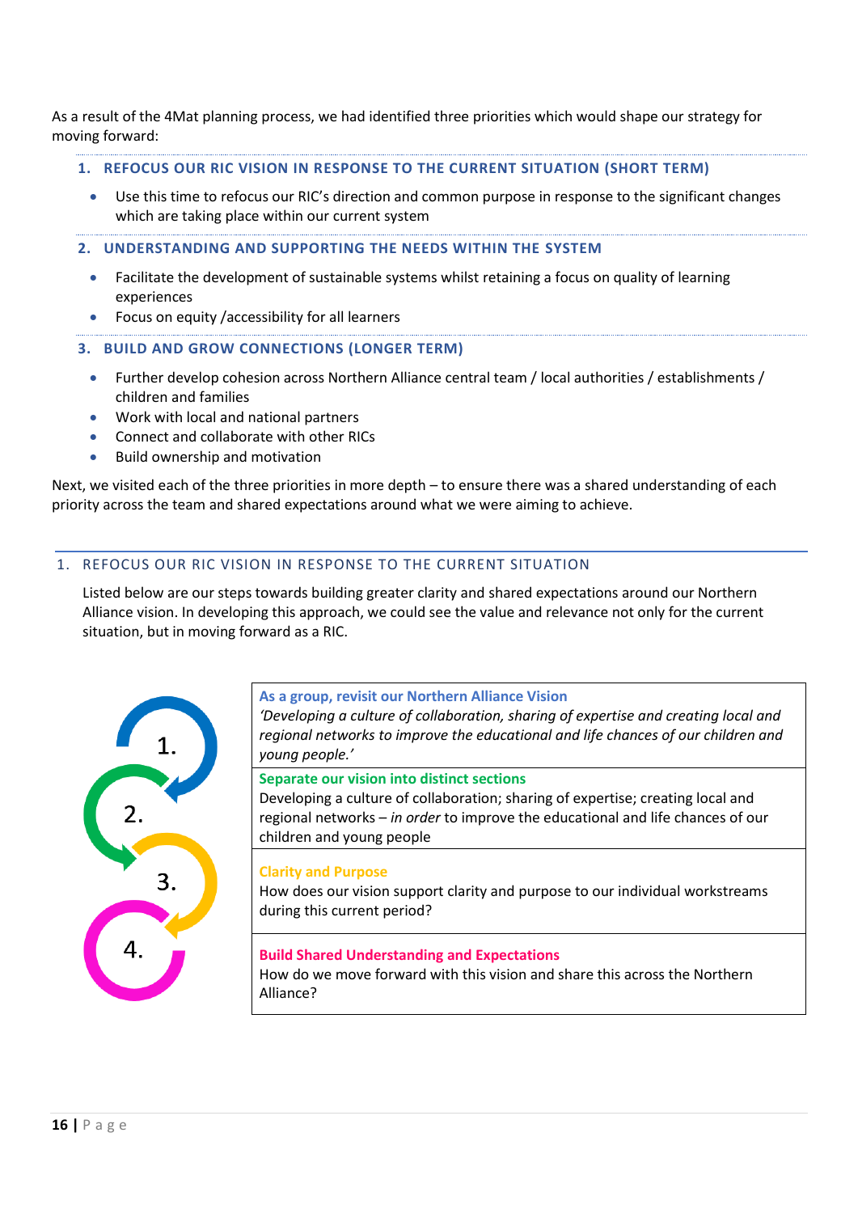As a result of the 4Mat planning process, we had identified three priorities which would shape our strategy for moving forward:

### 1. REFOCUS OUR RIC VISION IN RESPONSE TO THE CURRENT SITUATION (SHORT TERM)

- Use this time to refocus our RIC's direction and common purpose in response to the significant changes which are taking place within our current system

### 2. UNDERSTANDING AND SUPPORTING THE NEEDS WITHIN THE SYSTEM

- Facilitate the development of sustainable systems whilst retaining a focus on quality of learning experiences
- Focus on equity /accessibility for all learners

### 3. BUILD AND GROW CONNECTIONS (LONGER TERM)

- Further develop cohesion across Northern Alliance central team / local authorities / establishments / children and families
- Work with local and national partners
- Connect and collaborate with other RICs
- Build ownership and motivation

Next, we visited each of the three priorities in more depth – to ensure there was a shared understanding of each priority across the team and shared expectations around what we were aiming to achieve.

## 1. REFOCUS OUR RIC VISION IN RESPONSE TO THE CURRENT SITUATION

Listed below are our steps towards building greater clarity and shared expectations around our Northern Alliance vision. In developing this approach, we could see the value and relevance not only for the current situation, but in moving forward as a RIC.

| Step | |
|---|---|
| 1. | **As a group, revisit our Northern Alliance Vision**<br>*'Developing a culture of collaboration, sharing of expertise and creating local and regional networks to improve the educational and life chances of our children and young people.'* |
| 2. | **Separate our vision into distinct sections**<br>Developing a culture of collaboration; sharing of expertise; creating local and regional networks – *in order* to improve the educational and life chances of our children and young people |
| 3. | **Clarity and Purpose**<br>How does our vision support clarity and purpose to our individual workstreams during this current period? |
| 4. | **Build Shared Understanding and Expectations**<br>How do we move forward with this vision and share this across the Northern Alliance? |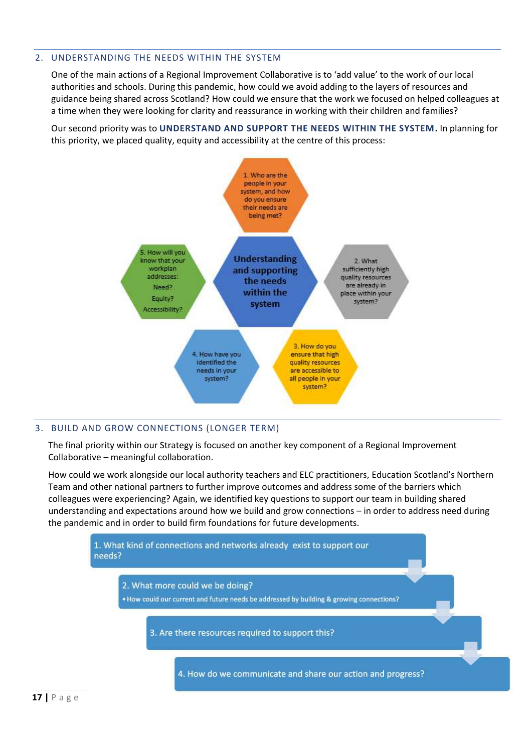## 2. UNDERSTANDING THE NEEDS WITHIN THE SYSTEM

One of the main actions of a Regional Improvement Collaborative is to 'add value' to the work of our local authorities and schools. During this pandemic, how could we avoid adding to the layers of resources and guidance being shared across Scotland? How could we ensure that the work we focused on helped colleagues at a time when they were looking for clarity and reassurance in working with their children and families?

Our second priority was to **UNDERSTAND AND SUPPORT THE NEEDS WITHIN THE SYSTEM.** In planning for this priority, we placed quality, equity and accessibility at the centre of this process:

**Understanding and supporting the needs within the system**

1. Who are the people in your system, and how do you ensure their needs are being met?
2. What sufficiently high quality resources are already in place within your system?
3. How do you ensure that high quality resources are accessible to all people in your system?
4. How have you identified the needs in your system?
5. How will you know that your workplan addresses: Need? Equity? Accessibility?

## 3. BUILD AND GROW CONNECTIONS (LONGER TERM)

The final priority within our Strategy is focused on another key component of a Regional Improvement Collaborative – meaningful collaboration.

How could we work alongside our local authority teachers and ELC practitioners, Education Scotland's Northern Team and other national partners to further improve outcomes and address some of the barriers which colleagues were experiencing? Again, we identified key questions to support our team in building shared understanding and expectations around how we build and grow connections – in order to address need during the pandemic and in order to build firm foundations for future developments.

1. What kind of connections and networks already exist to support our needs?
2. What more could we be doing?
   - How could our current and future needs be addressed by building & growing connections?
3. Are there resources required to support this?
4. How do we communicate and share our action and progress?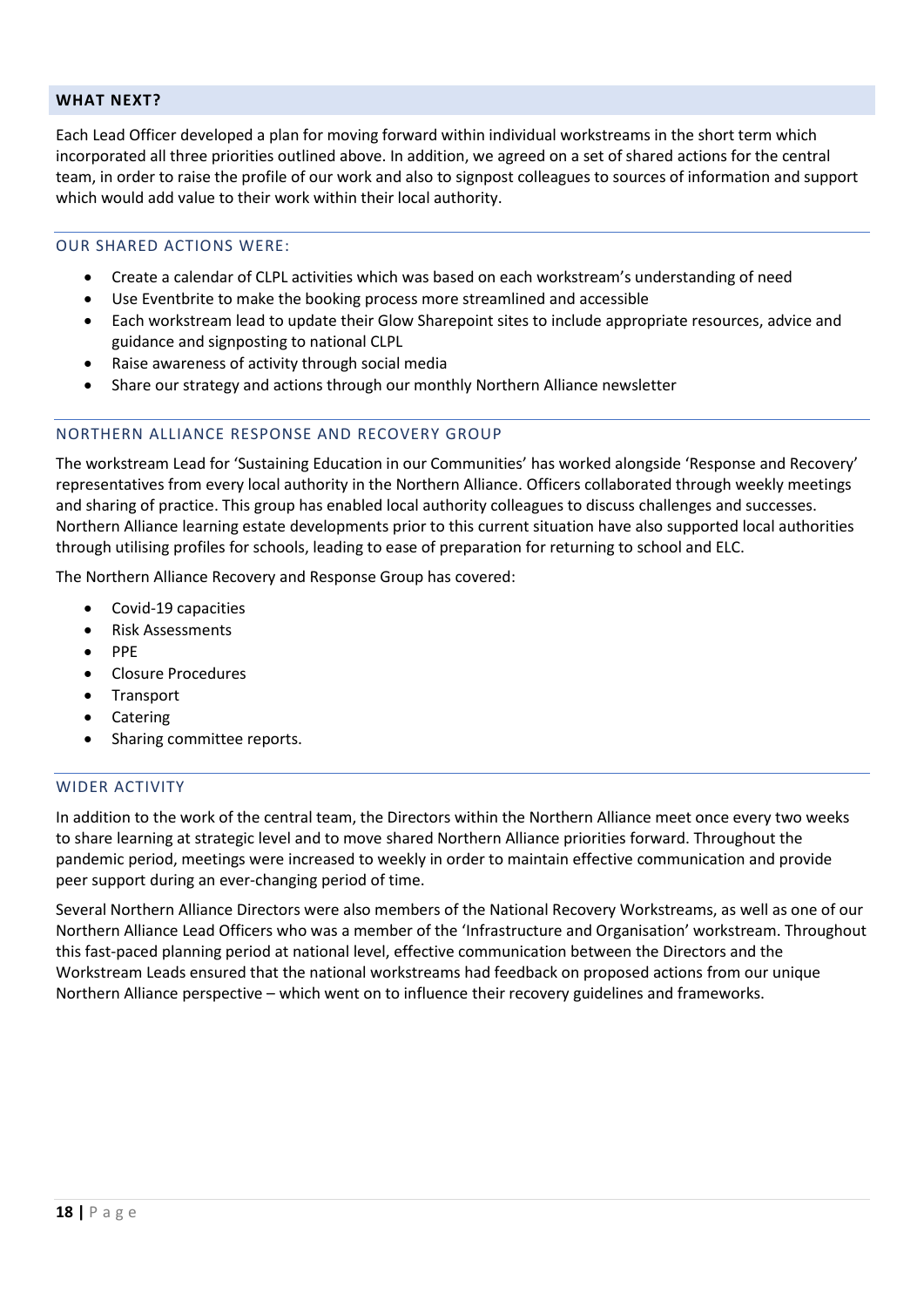## WHAT NEXT?

Each Lead Officer developed a plan for moving forward within individual workstreams in the short term which incorporated all three priorities outlined above. In addition, we agreed on a set of shared actions for the central team, in order to raise the profile of our work and also to signpost colleagues to sources of information and support which would add value to their work within their local authority.

### OUR SHARED ACTIONS WERE:

- Create a calendar of CLPL activities which was based on each workstream's understanding of need
- Use Eventbrite to make the booking process more streamlined and accessible
- Each workstream lead to update their Glow Sharepoint sites to include appropriate resources, advice and guidance and signposting to national CLPL
- Raise awareness of activity through social media
- Share our strategy and actions through our monthly Northern Alliance newsletter

### NORTHERN ALLIANCE RESPONSE AND RECOVERY GROUP

The workstream Lead for 'Sustaining Education in our Communities' has worked alongside 'Response and Recovery' representatives from every local authority in the Northern Alliance. Officers collaborated through weekly meetings and sharing of practice. This group has enabled local authority colleagues to discuss challenges and successes. Northern Alliance learning estate developments prior to this current situation have also supported local authorities through utilising profiles for schools, leading to ease of preparation for returning to school and ELC.

The Northern Alliance Recovery and Response Group has covered:

- Covid-19 capacities
- Risk Assessments
- PPE
- Closure Procedures
- Transport
- Catering
- Sharing committee reports.

### WIDER ACTIVITY

In addition to the work of the central team, the Directors within the Northern Alliance meet once every two weeks to share learning at strategic level and to move shared Northern Alliance priorities forward. Throughout the pandemic period, meetings were increased to weekly in order to maintain effective communication and provide peer support during an ever-changing period of time.

Several Northern Alliance Directors were also members of the National Recovery Workstreams, as well as one of our Northern Alliance Lead Officers who was a member of the 'Infrastructure and Organisation' workstream. Throughout this fast-paced planning period at national level, effective communication between the Directors and the Workstream Leads ensured that the national workstreams had feedback on proposed actions from our unique Northern Alliance perspective – which went on to influence their recovery guidelines and frameworks.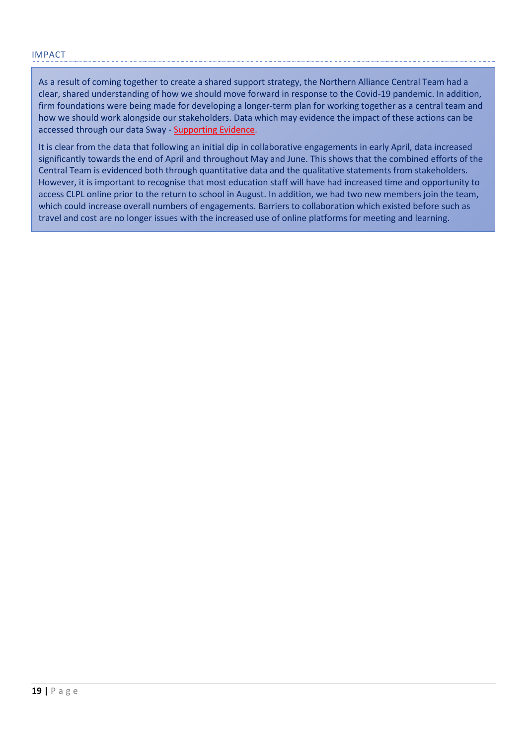## IMPACT

As a result of coming together to create a shared support strategy, the Northern Alliance Central Team had a clear, shared understanding of how we should move forward in response to the Covid-19 pandemic. In addition, firm foundations were being made for developing a longer-term plan for working together as a central team and how we should work alongside our stakeholders. Data which may evidence the impact of these actions can be accessed through our data Sway - Supporting Evidence.

It is clear from the data that following an initial dip in collaborative engagements in early April, data increased significantly towards the end of April and throughout May and June. This shows that the combined efforts of the Central Team is evidenced both through quantitative data and the qualitative statements from stakeholders. However, it is important to recognise that most education staff will have had increased time and opportunity to access CLPL online prior to the return to school in August. In addition, we had two new members join the team, which could increase overall numbers of engagements. Barriers to collaboration which existed before such as travel and cost are no longer issues with the increased use of online platforms for meeting and learning.